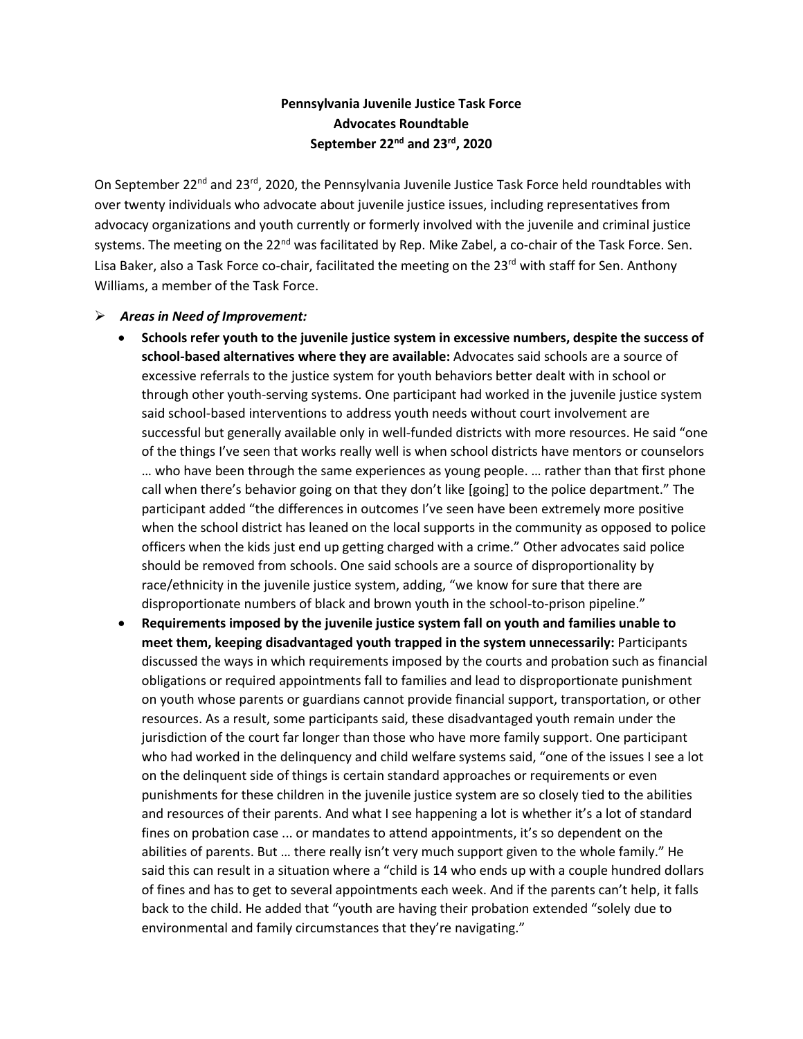**Pennsylvania Juvenile Justice Task Force**
**Advocates Roundtable**
**September 22nd and 23rd, 2020**

On September 22nd and 23rd, 2020, the Pennsylvania Juvenile Justice Task Force held roundtables with over twenty individuals who advocate about juvenile justice issues, including representatives from advocacy organizations and youth currently or formerly involved with the juvenile and criminal justice systems. The meeting on the 22nd was facilitated by Rep. Mike Zabel, a co-chair of the Task Force. Sen. Lisa Baker, also a Task Force co-chair, facilitated the meeting on the 23rd with staff for Sen. Anthony Williams, a member of the Task Force.

- ***Areas in Need of Improvement:***
  - **Schools refer youth to the juvenile justice system in excessive numbers, despite the success of school-based alternatives where they are available:** Advocates said schools are a source of excessive referrals to the justice system for youth behaviors better dealt with in school or through other youth-serving systems. One participant had worked in the juvenile justice system said school-based interventions to address youth needs without court involvement are successful but generally available only in well-funded districts with more resources. He said "one of the things I've seen that works really well is when school districts have mentors or counselors … who have been through the same experiences as young people. … rather than that first phone call when there's behavior going on that they don't like [going] to the police department." The participant added "the differences in outcomes I've seen have been extremely more positive when the school district has leaned on the local supports in the community as opposed to police officers when the kids just end up getting charged with a crime." Other advocates said police should be removed from schools. One said schools are a source of disproportionality by race/ethnicity in the juvenile justice system, adding, "we know for sure that there are disproportionate numbers of black and brown youth in the school-to-prison pipeline."
  - **Requirements imposed by the juvenile justice system fall on youth and families unable to meet them, keeping disadvantaged youth trapped in the system unnecessarily:** Participants discussed the ways in which requirements imposed by the courts and probation such as financial obligations or required appointments fall to families and lead to disproportionate punishment on youth whose parents or guardians cannot provide financial support, transportation, or other resources. As a result, some participants said, these disadvantaged youth remain under the jurisdiction of the court far longer than those who have more family support. One participant who had worked in the delinquency and child welfare systems said, "one of the issues I see a lot on the delinquent side of things is certain standard approaches or requirements or even punishments for these children in the juvenile justice system are so closely tied to the abilities and resources of their parents. And what I see happening a lot is whether it's a lot of standard fines on probation case ... or mandates to attend appointments, it's so dependent on the abilities of parents. But … there really isn't very much support given to the whole family." He said this can result in a situation where a "child is 14 who ends up with a couple hundred dollars of fines and has to get to several appointments each week. And if the parents can't help, it falls back to the child. He added that "youth are having their probation extended "solely due to environmental and family circumstances that they're navigating."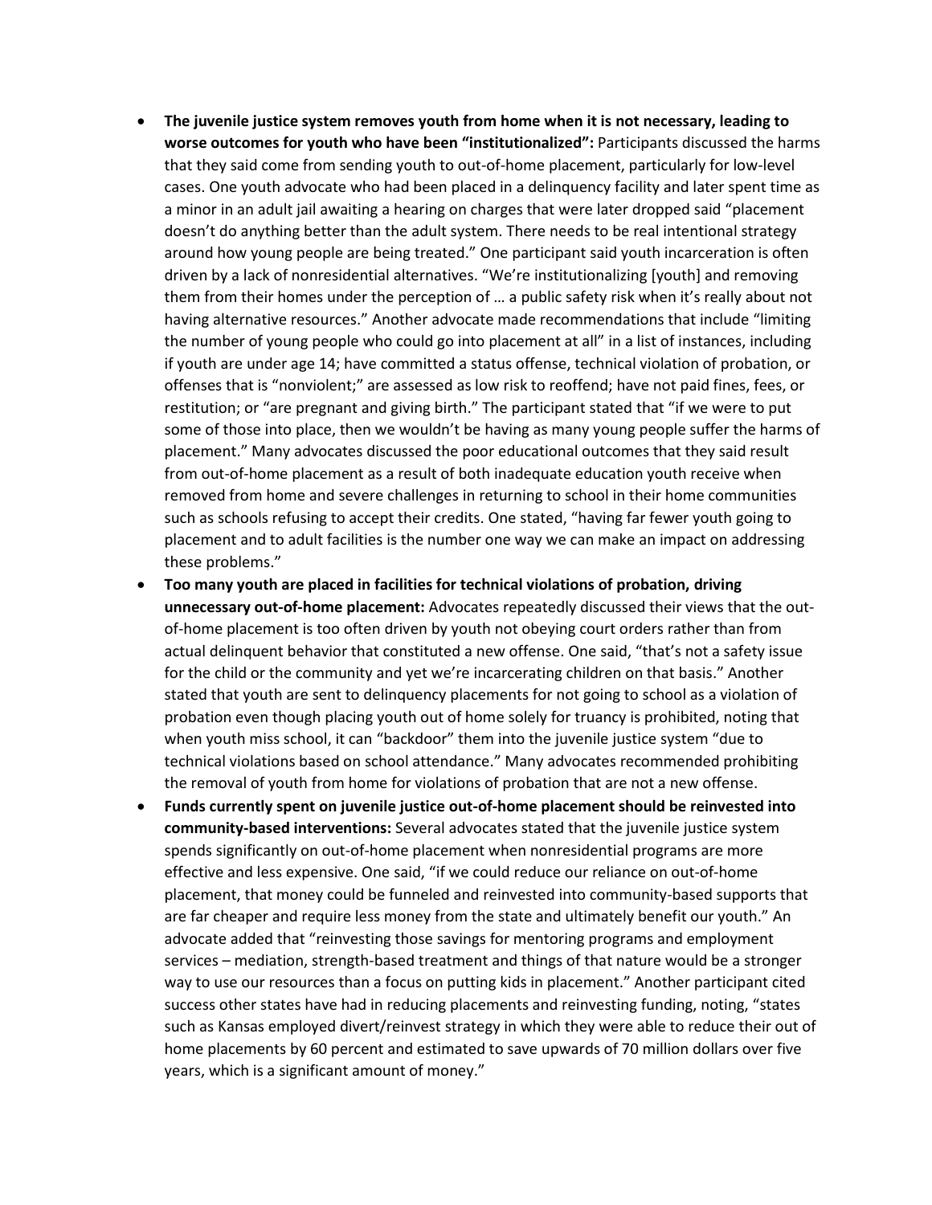- **The juvenile justice system removes youth from home when it is not necessary, leading to worse outcomes for youth who have been "institutionalized":** Participants discussed the harms that they said come from sending youth to out-of-home placement, particularly for low-level cases. One youth advocate who had been placed in a delinquency facility and later spent time as a minor in an adult jail awaiting a hearing on charges that were later dropped said "placement doesn't do anything better than the adult system. There needs to be real intentional strategy around how young people are being treated." One participant said youth incarceration is often driven by a lack of nonresidential alternatives. "We're institutionalizing [youth] and removing them from their homes under the perception of … a public safety risk when it's really about not having alternative resources." Another advocate made recommendations that include "limiting the number of young people who could go into placement at all" in a list of instances, including if youth are under age 14; have committed a status offense, technical violation of probation, or offenses that is "nonviolent;" are assessed as low risk to reoffend; have not paid fines, fees, or restitution; or "are pregnant and giving birth." The participant stated that "if we were to put some of those into place, then we wouldn't be having as many young people suffer the harms of placement." Many advocates discussed the poor educational outcomes that they said result from out-of-home placement as a result of both inadequate education youth receive when removed from home and severe challenges in returning to school in their home communities such as schools refusing to accept their credits. One stated, "having far fewer youth going to placement and to adult facilities is the number one way we can make an impact on addressing these problems."
- **Too many youth are placed in facilities for technical violations of probation, driving unnecessary out-of-home placement:** Advocates repeatedly discussed their views that the out-of-home placement is too often driven by youth not obeying court orders rather than from actual delinquent behavior that constituted a new offense. One said, "that's not a safety issue for the child or the community and yet we're incarcerating children on that basis." Another stated that youth are sent to delinquency placements for not going to school as a violation of probation even though placing youth out of home solely for truancy is prohibited, noting that when youth miss school, it can "backdoor" them into the juvenile justice system "due to technical violations based on school attendance." Many advocates recommended prohibiting the removal of youth from home for violations of probation that are not a new offense.
- **Funds currently spent on juvenile justice out-of-home placement should be reinvested into community-based interventions:** Several advocates stated that the juvenile justice system spends significantly on out-of-home placement when nonresidential programs are more effective and less expensive. One said, "if we could reduce our reliance on out-of-home placement, that money could be funneled and reinvested into community-based supports that are far cheaper and require less money from the state and ultimately benefit our youth." An advocate added that "reinvesting those savings for mentoring programs and employment services – mediation, strength-based treatment and things of that nature would be a stronger way to use our resources than a focus on putting kids in placement." Another participant cited success other states have had in reducing placements and reinvesting funding, noting, "states such as Kansas employed divert/reinvest strategy in which they were able to reduce their out of home placements by 60 percent and estimated to save upwards of 70 million dollars over five years, which is a significant amount of money."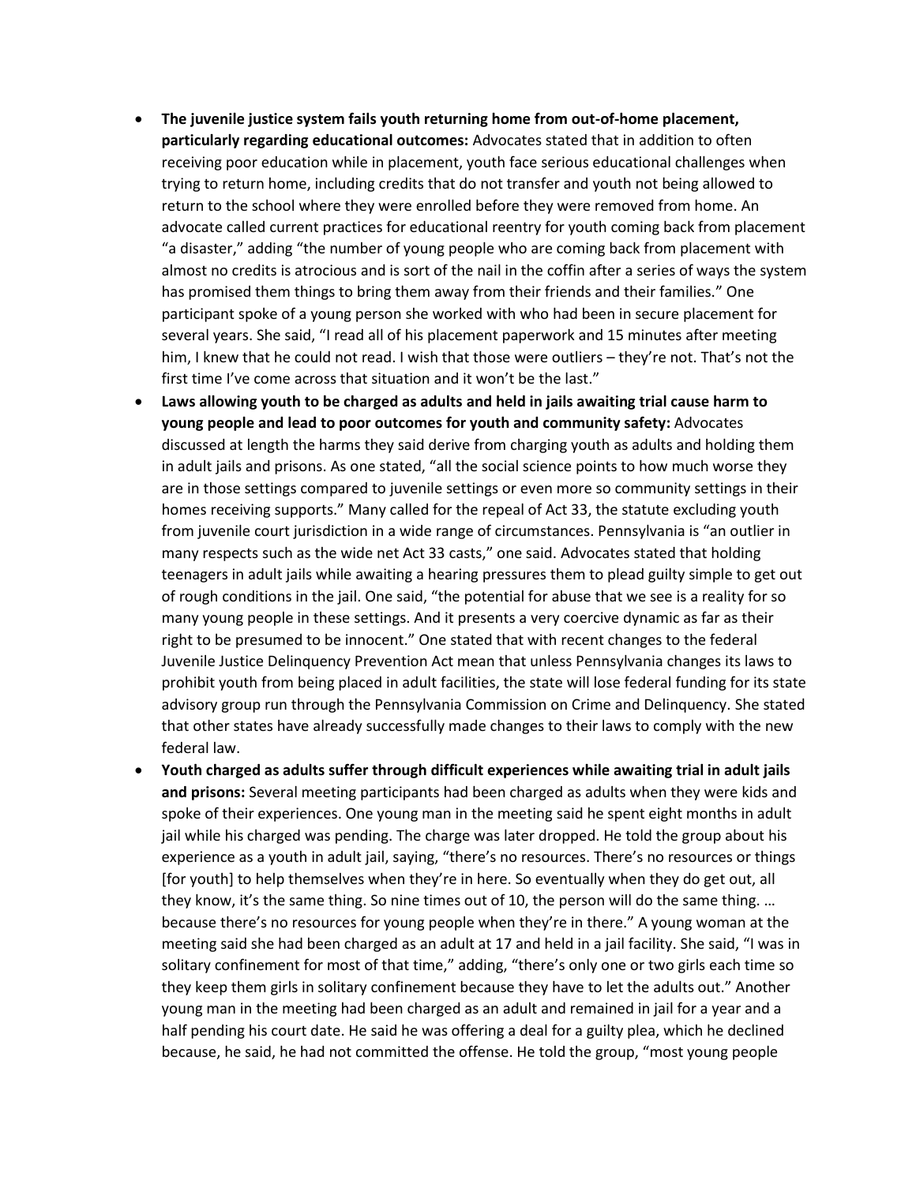- **The juvenile justice system fails youth returning home from out-of-home placement, particularly regarding educational outcomes:** Advocates stated that in addition to often receiving poor education while in placement, youth face serious educational challenges when trying to return home, including credits that do not transfer and youth not being allowed to return to the school where they were enrolled before they were removed from home. An advocate called current practices for educational reentry for youth coming back from placement "a disaster," adding "the number of young people who are coming back from placement with almost no credits is atrocious and is sort of the nail in the coffin after a series of ways the system has promised them things to bring them away from their friends and their families." One participant spoke of a young person she worked with who had been in secure placement for several years. She said, "I read all of his placement paperwork and 15 minutes after meeting him, I knew that he could not read. I wish that those were outliers – they're not. That's not the first time I've come across that situation and it won't be the last."
- **Laws allowing youth to be charged as adults and held in jails awaiting trial cause harm to young people and lead to poor outcomes for youth and community safety:** Advocates discussed at length the harms they said derive from charging youth as adults and holding them in adult jails and prisons. As one stated, "all the social science points to how much worse they are in those settings compared to juvenile settings or even more so community settings in their homes receiving supports." Many called for the repeal of Act 33, the statute excluding youth from juvenile court jurisdiction in a wide range of circumstances. Pennsylvania is "an outlier in many respects such as the wide net Act 33 casts," one said. Advocates stated that holding teenagers in adult jails while awaiting a hearing pressures them to plead guilty simple to get out of rough conditions in the jail. One said, "the potential for abuse that we see is a reality for so many young people in these settings. And it presents a very coercive dynamic as far as their right to be presumed to be innocent." One stated that with recent changes to the federal Juvenile Justice Delinquency Prevention Act mean that unless Pennsylvania changes its laws to prohibit youth from being placed in adult facilities, the state will lose federal funding for its state advisory group run through the Pennsylvania Commission on Crime and Delinquency. She stated that other states have already successfully made changes to their laws to comply with the new federal law.
- **Youth charged as adults suffer through difficult experiences while awaiting trial in adult jails and prisons:** Several meeting participants had been charged as adults when they were kids and spoke of their experiences. One young man in the meeting said he spent eight months in adult jail while his charged was pending. The charge was later dropped. He told the group about his experience as a youth in adult jail, saying, "there's no resources. There's no resources or things [for youth] to help themselves when they're in here. So eventually when they do get out, all they know, it's the same thing. So nine times out of 10, the person will do the same thing. … because there's no resources for young people when they're in there." A young woman at the meeting said she had been charged as an adult at 17 and held in a jail facility. She said, "I was in solitary confinement for most of that time," adding, "there's only one or two girls each time so they keep them girls in solitary confinement because they have to let the adults out." Another young man in the meeting had been charged as an adult and remained in jail for a year and a half pending his court date. He said he was offering a deal for a guilty plea, which he declined because, he said, he had not committed the offense. He told the group, "most young people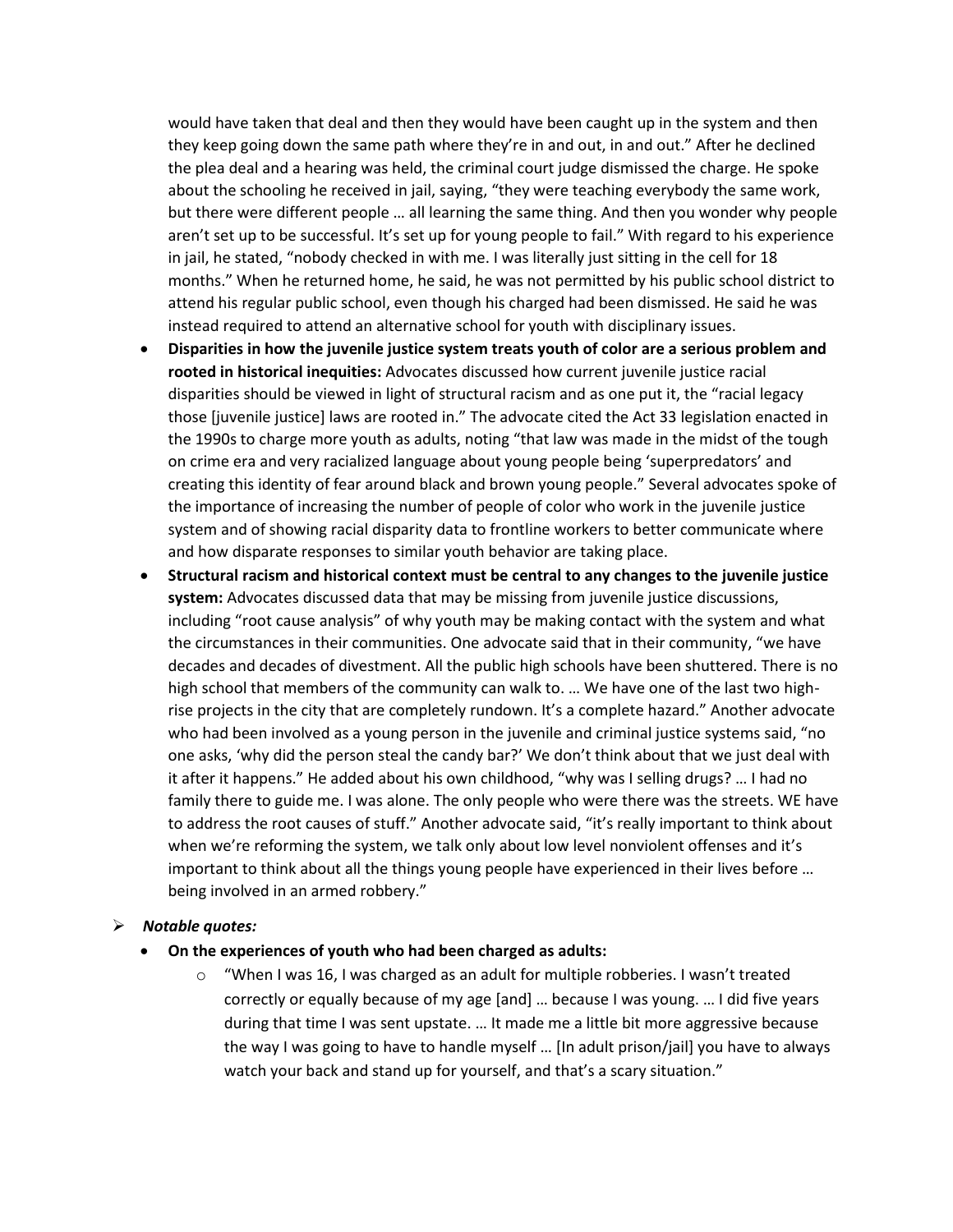would have taken that deal and then they would have been caught up in the system and then they keep going down the same path where they're in and out, in and out." After he declined the plea deal and a hearing was held, the criminal court judge dismissed the charge. He spoke about the schooling he received in jail, saying, "they were teaching everybody the same work, but there were different people … all learning the same thing. And then you wonder why people aren't set up to be successful. It's set up for young people to fail." With regard to his experience in jail, he stated, "nobody checked in with me. I was literally just sitting in the cell for 18 months." When he returned home, he said, he was not permitted by his public school district to attend his regular public school, even though his charged had been dismissed. He said he was instead required to attend an alternative school for youth with disciplinary issues.

- **Disparities in how the juvenile justice system treats youth of color are a serious problem and rooted in historical inequities:** Advocates discussed how current juvenile justice racial disparities should be viewed in light of structural racism and as one put it, the "racial legacy those [juvenile justice] laws are rooted in." The advocate cited the Act 33 legislation enacted in the 1990s to charge more youth as adults, noting "that law was made in the midst of the tough on crime era and very racialized language about young people being 'superpredators' and creating this identity of fear around black and brown young people." Several advocates spoke of the importance of increasing the number of people of color who work in the juvenile justice system and of showing racial disparity data to frontline workers to better communicate where and how disparate responses to similar youth behavior are taking place.
- **Structural racism and historical context must be central to any changes to the juvenile justice system:** Advocates discussed data that may be missing from juvenile justice discussions, including "root cause analysis" of why youth may be making contact with the system and what the circumstances in their communities. One advocate said that in their community, "we have decades and decades of divestment. All the public high schools have been shuttered. There is no high school that members of the community can walk to. … We have one of the last two high-rise projects in the city that are completely rundown. It's a complete hazard." Another advocate who had been involved as a young person in the juvenile and criminal justice systems said, "no one asks, 'why did the person steal the candy bar?' We don't think about that we just deal with it after it happens." He added about his own childhood, "why was I selling drugs? … I had no family there to guide me. I was alone. The only people who were there was the streets. WE have to address the root causes of stuff." Another advocate said, "it's really important to think about when we're reforming the system, we talk only about low level nonviolent offenses and it's important to think about all the things young people have experienced in their lives before … being involved in an armed robbery."

- ***Notable quotes:***
  - **On the experiences of youth who had been charged as adults:**
    - "When I was 16, I was charged as an adult for multiple robberies. I wasn't treated correctly or equally because of my age [and] … because I was young. … I did five years during that time I was sent upstate. … It made me a little bit more aggressive because the way I was going to have to handle myself … [In adult prison/jail] you have to always watch your back and stand up for yourself, and that's a scary situation."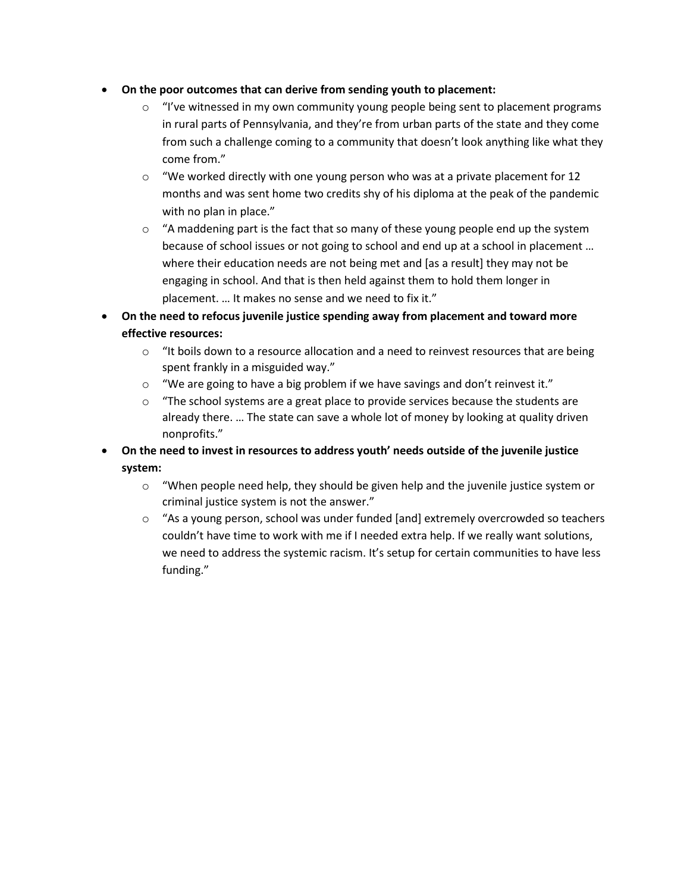- **On the poor outcomes that can derive from sending youth to placement:**
  - "I've witnessed in my own community young people being sent to placement programs in rural parts of Pennsylvania, and they're from urban parts of the state and they come from such a challenge coming to a community that doesn't look anything like what they come from."
  - "We worked directly with one young person who was at a private placement for 12 months and was sent home two credits shy of his diploma at the peak of the pandemic with no plan in place."
  - "A maddening part is the fact that so many of these young people end up the system because of school issues or not going to school and end up at a school in placement … where their education needs are not being met and [as a result] they may not be engaging in school. And that is then held against them to hold them longer in placement. … It makes no sense and we need to fix it."
- **On the need to refocus juvenile justice spending away from placement and toward more effective resources:**
  - "It boils down to a resource allocation and a need to reinvest resources that are being spent frankly in a misguided way."
  - "We are going to have a big problem if we have savings and don't reinvest it."
  - "The school systems are a great place to provide services because the students are already there. … The state can save a whole lot of money by looking at quality driven nonprofits."
- **On the need to invest in resources to address youth' needs outside of the juvenile justice system:**
  - "When people need help, they should be given help and the juvenile justice system or criminal justice system is not the answer."
  - "As a young person, school was under funded [and] extremely overcrowded so teachers couldn't have time to work with me if I needed extra help. If we really want solutions, we need to address the systemic racism. It's setup for certain communities to have less funding."